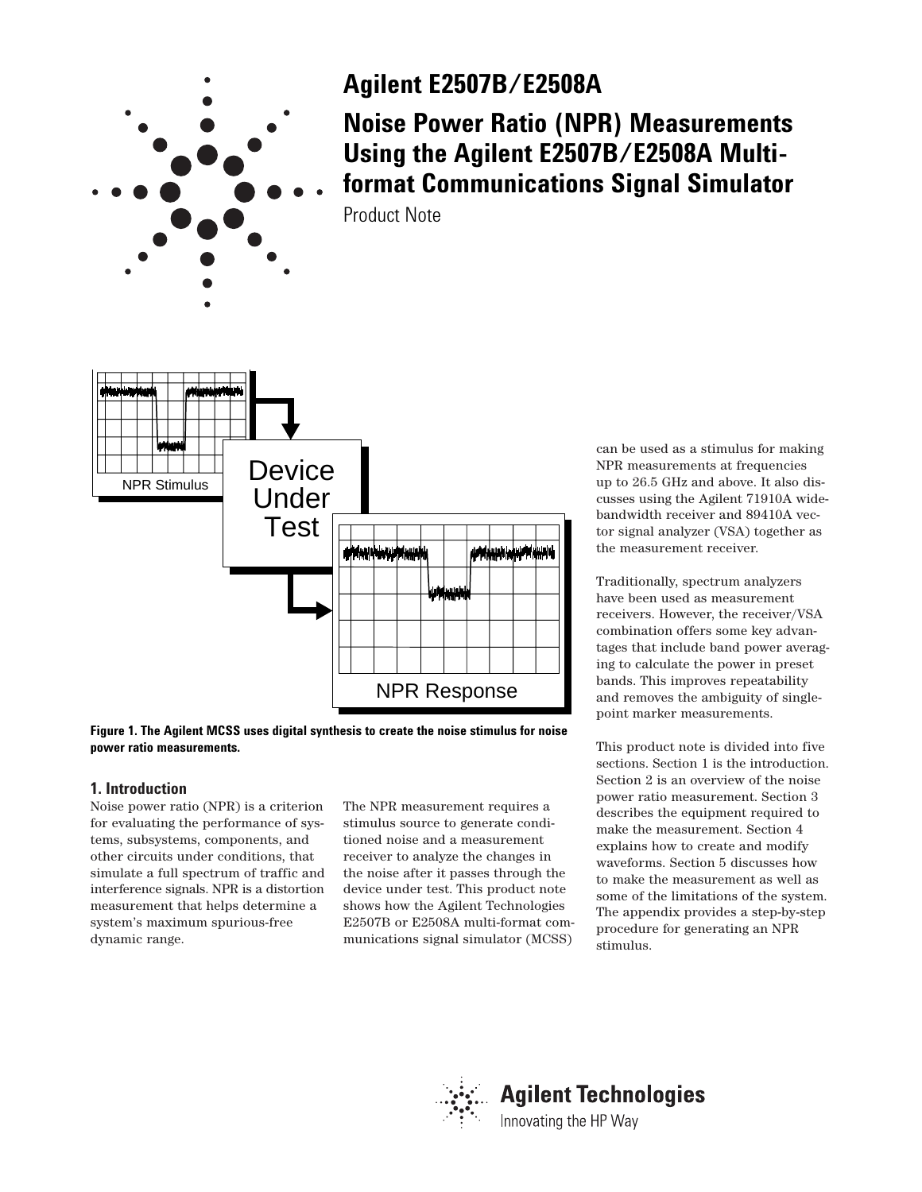# Agilent E2507B/E2508A

## Noise Power Ratio (NPR) Measurements Using the Agilent E2507B/E2508A Multi-format Communications Signal Simulator

Product Note

**Figure 1. The Agilent MCSS uses digital synthesis to create the noise stimulus for noise power ratio measurements.**

### 1. Introduction

Noise power ratio (NPR) is a criterion for evaluating the performance of systems, subsystems, components, and other circuits under conditions, that simulate a full spectrum of traffic and interference signals. NPR is a distortion measurement that helps determine a system's maximum spurious-free dynamic range.

The NPR measurement requires a stimulus source to generate conditioned noise and a measurement receiver to analyze the changes in the noise after it passes through the device under test. This product note shows how the Agilent Technologies E2507B or E2508A multi-format communications signal simulator (MCSS) can be used as a stimulus for making NPR measurements at frequencies up to 26.5 GHz and above. It also discusses using the Agilent 71910A wide-bandwidth receiver and 89410A vector signal analyzer (VSA) together as the measurement receiver.

Traditionally, spectrum analyzers have been used as measurement receivers. However, the receiver/VSA combination offers some key advantages that include band power averaging to calculate the power in preset bands. This improves repeatability and removes the ambiguity of single-point marker measurements.

This product note is divided into five sections. Section 1 is the introduction. Section 2 is an overview of the noise power ratio measurement. Section 3 describes the equipment required to make the measurement. Section 4 explains how to create and modify waveforms. Section 5 discusses how to make the measurement as well as some of the limitations of the system. The appendix provides a step-by-step procedure for generating an NPR stimulus.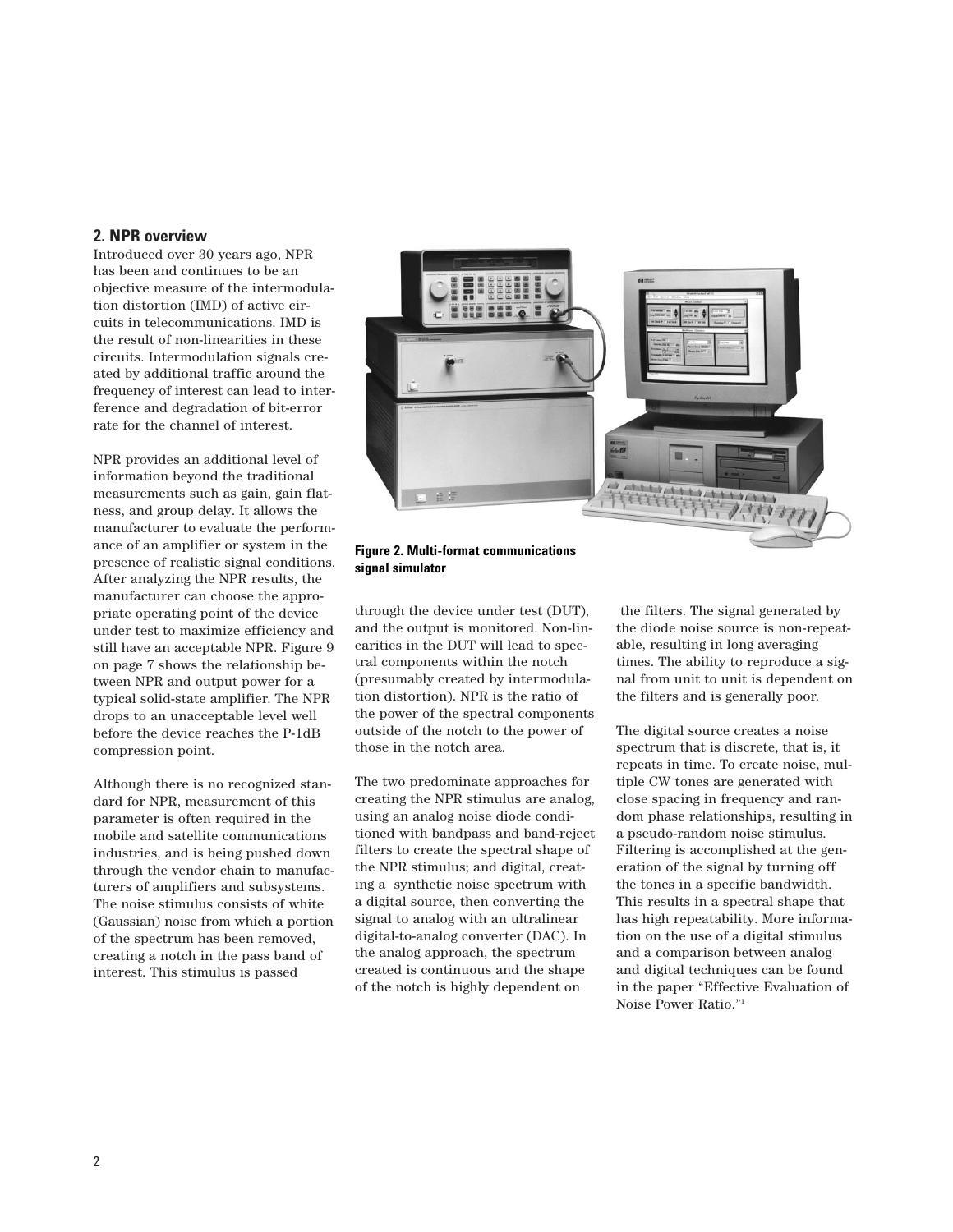## 2. NPR overview

Introduced over 30 years ago, NPR has been and continues to be an objective measure of the intermodulation distortion (IMD) of active circuits in telecommunications. IMD is the result of non-linearities in these circuits. Intermodulation signals created by additional traffic around the frequency of interest can lead to interference and degradation of bit-error rate for the channel of interest.

NPR provides an additional level of information beyond the traditional measurements such as gain, gain flatness, and group delay. It allows the manufacturer to evaluate the performance of an amplifier or system in the presence of realistic signal conditions. After analyzing the NPR results, the manufacturer can choose the appropriate operating point of the device under test to maximize efficiency and still have an acceptable NPR. Figure 9 on page 7 shows the relationship between NPR and output power for a typical solid-state amplifier. The NPR drops to an unacceptable level well before the device reaches the P-1dB compression point.

Although there is no recognized standard for NPR, measurement of this parameter is often required in the mobile and satellite communications industries, and is being pushed down through the vendor chain to manufacturers of amplifiers and subsystems. The noise stimulus consists of white (Gaussian) noise from which a portion of the spectrum has been removed, creating a notch in the pass band of interest. This stimulus is passed through the device under test (DUT), and the output is monitored. Non-linearities in the DUT will lead to spectral components within the notch (presumably created by intermodulation distortion). NPR is the ratio of the power of the spectral components outside of the notch to the power of those in the notch area.

**Figure 2. Multi-format communications signal simulator**

The two predominate approaches for creating the NPR stimulus are analog, using an analog noise diode conditioned with bandpass and band-reject filters to create the spectral shape of the NPR stimulus; and digital, creating a synthetic noise spectrum with a digital source, then converting the signal to analog with an ultralinear digital-to-analog converter (DAC). In the analog approach, the spectrum created is continuous and the shape of the notch is highly dependent on the filters. The signal generated by the diode noise source is non-repeatable, resulting in long averaging times. The ability to reproduce a signal from unit to unit is dependent on the filters and is generally poor.

The digital source creates a noise spectrum that is discrete, that is, it repeats in time. To create noise, multiple CW tones are generated with close spacing in frequency and random phase relationships, resulting in a pseudo-random noise stimulus. Filtering is accomplished at the generation of the signal by turning off the tones in a specific bandwidth. This results in a spectral shape that has high repeatability. More information on the use of a digital stimulus and a comparison between analog and digital techniques can be found in the paper "Effective Evaluation of Noise Power Ratio."[1]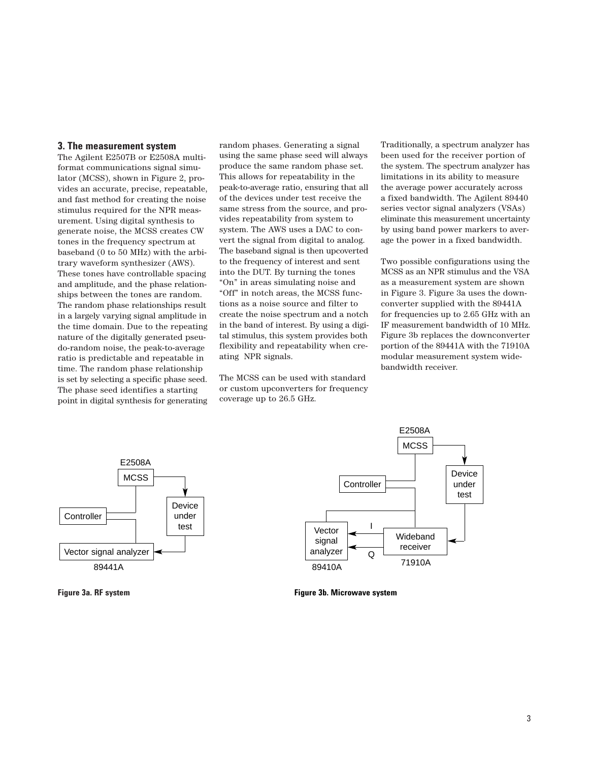## 3. The measurement system

The Agilent E2507B or E2508A multi-format communications signal simulator (MCSS), shown in Figure 2, provides an accurate, precise, repeatable, and fast method for creating the noise stimulus required for the NPR measurement. Using digital synthesis to generate noise, the MCSS creates CW tones in the frequency spectrum at baseband (0 to 50 MHz) with the arbitrary waveform synthesizer (AWS). These tones have controllable spacing and amplitude, and the phase relationships between the tones are random. The random phase relationships result in a largely varying signal amplitude in the time domain. Due to the repeating nature of the digitally generated pseudo-random noise, the peak-to-average ratio is predictable and repeatable in time. The random phase relationship is set by selecting a specific phase seed. The phase seed identifies a starting point in digital synthesis for generating random phases. Generating a signal using the same phase seed will always produce the same random phase set. This allows for repeatability in the peak-to-average ratio, ensuring that all of the devices under test receive the same stress from the source, and provides repeatability from system to system. The AWS uses a DAC to convert the signal from digital to analog. The baseband signal is then upcoverted to the frequency of interest and sent into the DUT. By turning the tones "On" in areas simulating noise and "Off" in notch areas, the MCSS functions as a noise source and filter to create the noise spectrum and a notch in the band of interest. By using a digital stimulus, this system provides both flexibility and repeatability when creating NPR signals.

The MCSS can be used with standard or custom upconverters for frequency coverage up to 26.5 GHz.

Traditionally, a spectrum analyzer has been used for the receiver portion of the system. The spectrum analyzer has limitations in its ability to measure the average power accurately across a fixed bandwidth. The Agilent 89440 series vector signal analyzers (VSAs) eliminate this measurement uncertainty by using band power markers to average the power in a fixed bandwidth.

Two possible configurations using the MCSS as an NPR stimulus and the VSA as a measurement system are shown in Figure 3. Figure 3a uses the downconverter supplied with the 89441A for frequencies up to 2.65 GHz with an IF measurement bandwidth of 10 MHz. Figure 3b replaces the downconverter portion of the 89441A with the 71910A modular measurement system widebandwidth receiver.

Figure 3a. RF system

Figure 3b. Microwave system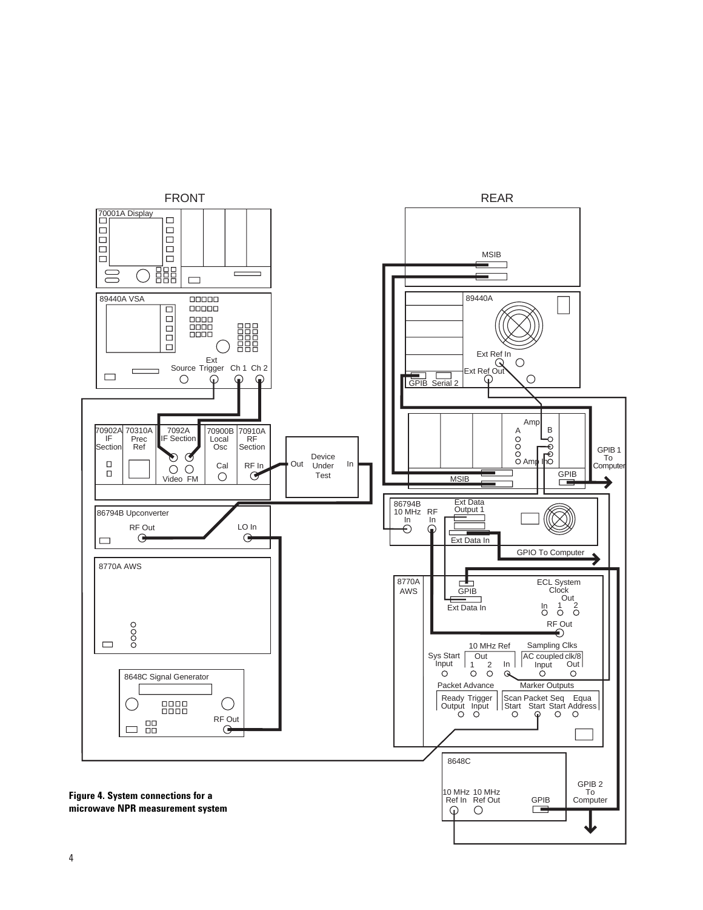**Figure 4. System connections for a microwave NPR measurement system**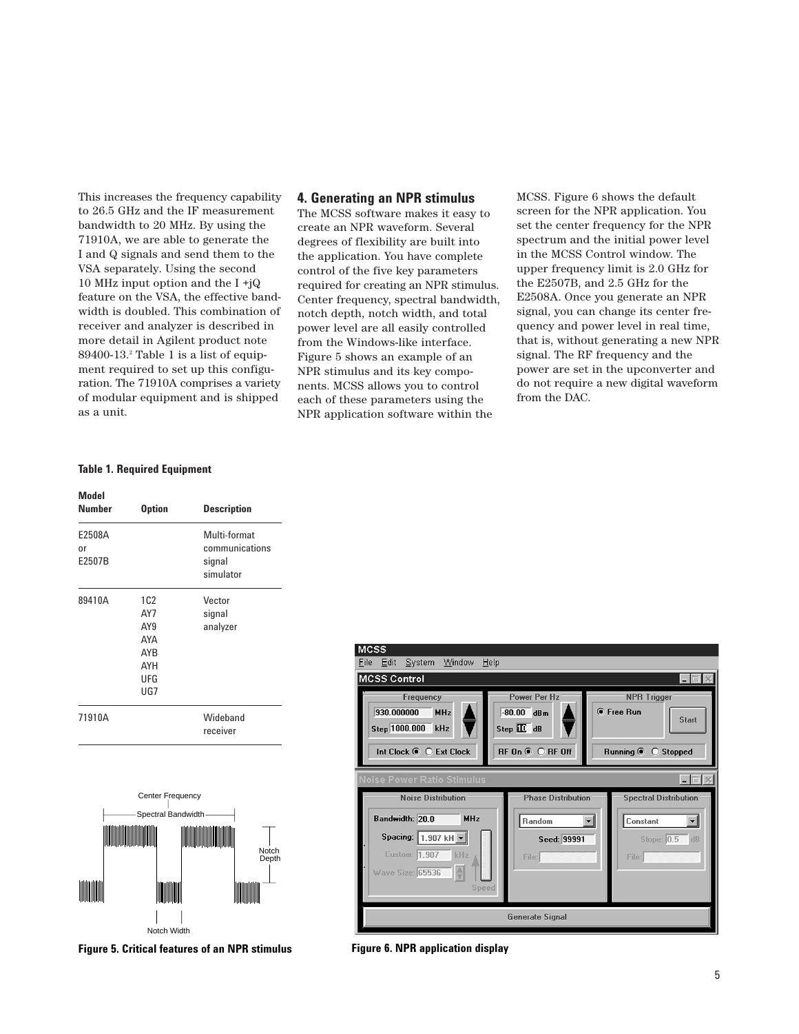This increases the frequency capability to 26.5 GHz and the IF measurement bandwidth to 20 MHz. By using the 71910A, we are able to generate the I and Q signals and send them to the VSA separately. Using the second 10 MHz input option and the I +jQ feature on the VSA, the effective bandwidth is doubled. This combination of receiver and analyzer is described in more detail in Agilent product note 89400-13.[2] Table 1 is a list of equipment required to set up this configuration. The 71910A comprises a variety of modular equipment and is shipped as a unit.

## 4. Generating an NPR stimulus

The MCSS software makes it easy to create an NPR waveform. Several degrees of flexibility are built into the application. You have complete control of the five key parameters required for creating an NPR stimulus. Center frequency, spectral bandwidth, notch depth, notch width, and total power level are all easily controlled from the Windows-like interface. Figure 5 shows an example of an NPR stimulus and its key components. MCSS allows you to control each of these parameters using the NPR application software within the MCSS. Figure 6 shows the default screen for the NPR application. You set the center frequency for the NPR spectrum and the initial power level in the MCSS Control window. The upper frequency limit is 2.0 GHz for the E2507B, and 2.5 GHz for the E2508A. Once you generate an NPR signal, you can change its center frequency and power level in real time, that is, without generating a new NPR signal. The RF frequency and the power are set in the upconverter and do not require a new digital waveform from the DAC.

**Table 1. Required Equipment**

| Model Number | Option | Description |
|---|---|---|
| E2508A or E2507B | | Multi-format communications signal simulator |
| 89410A | 1C2 AY7 AY9 AYA AYB AYH UFG UG7 | Vector signal analyzer |
| 71910A | | Wideband receiver |

**Figure 5. Critical features of an NPR stimulus**

**Figure 6. NPR application display**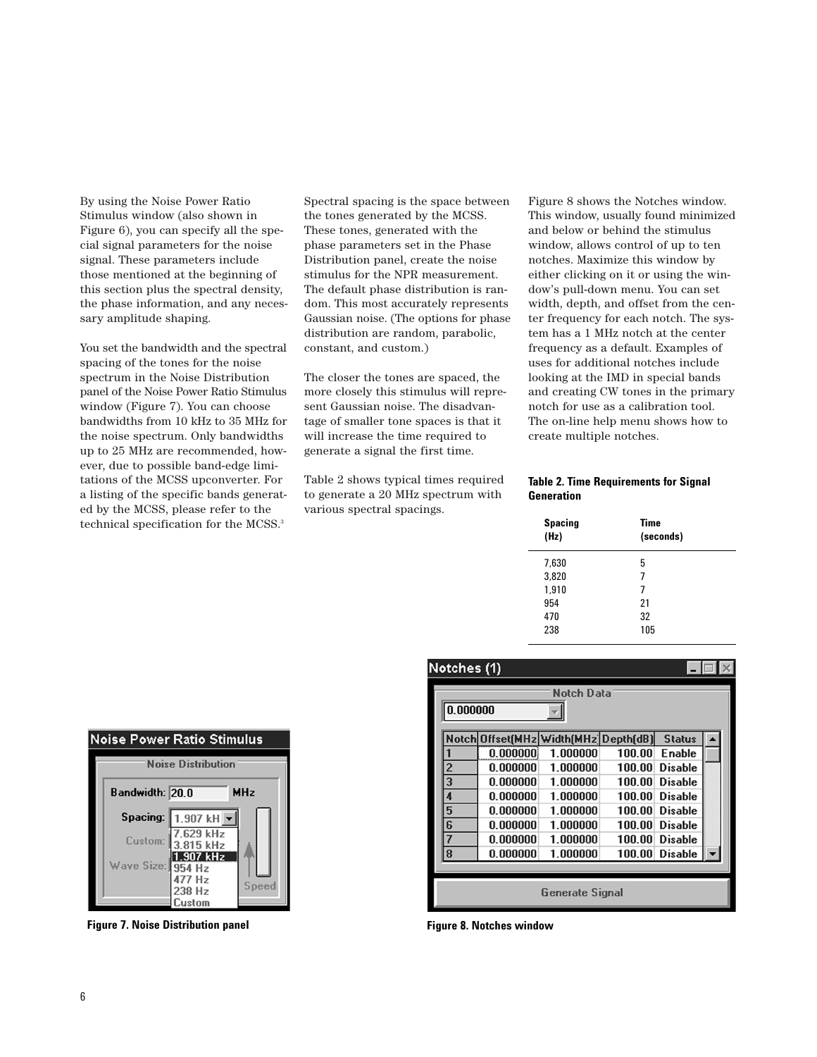By using the Noise Power Ratio Stimulus window (also shown in Figure 6), you can specify all the special signal parameters for the noise signal. These parameters include those mentioned at the beginning of this section plus the spectral density, the phase information, and any necessary amplitude shaping.

You set the bandwidth and the spectral spacing of the tones for the noise spectrum in the Noise Distribution panel of the Noise Power Ratio Stimulus window (Figure 7). You can choose bandwidths from 10 kHz to 35 MHz for the noise spectrum. Only bandwidths up to 25 MHz are recommended, however, due to possible band-edge limitations of the MCSS upconverter. For a listing of the specific bands generated by the MCSS, please refer to the technical specification for the MCSS.[3]

Spectral spacing is the space between the tones generated by the MCSS. These tones, generated with the phase parameters set in the Phase Distribution panel, create the noise stimulus for the NPR measurement. The default phase distribution is random. This most accurately represents Gaussian noise. (The options for phase distribution are random, parabolic, constant, and custom.)

The closer the tones are spaced, the more closely this stimulus will represent Gaussian noise. The disadvantage of smaller tone spaces is that it will increase the time required to generate a signal the first time.

Table 2 shows typical times required to generate a 20 MHz spectrum with various spectral spacings.

Figure 8 shows the Notches window. This window, usually found minimized and below or behind the stimulus window, allows control of up to ten notches. Maximize this window by either clicking on it or using the window's pull-down menu. You can set width, depth, and offset from the center frequency for each notch. The system has a 1 MHz notch at the center frequency as a default. Examples of uses for additional notches include looking at the IMD in special bands and creating CW tones in the primary notch for use as a calibration tool. The on-line help menu shows how to create multiple notches.

**Table 2. Time Requirements for Signal Generation**

| Spacing (Hz) | Time (seconds) |
|---|---|
| 7,630 | 5 |
| 3,820 | 7 |
| 1,910 | 7 |
| 954 | 21 |
| 470 | 32 |
| 238 | 105 |

**Figure 7. Noise Distribution panel**

**Figure 8. Notches window**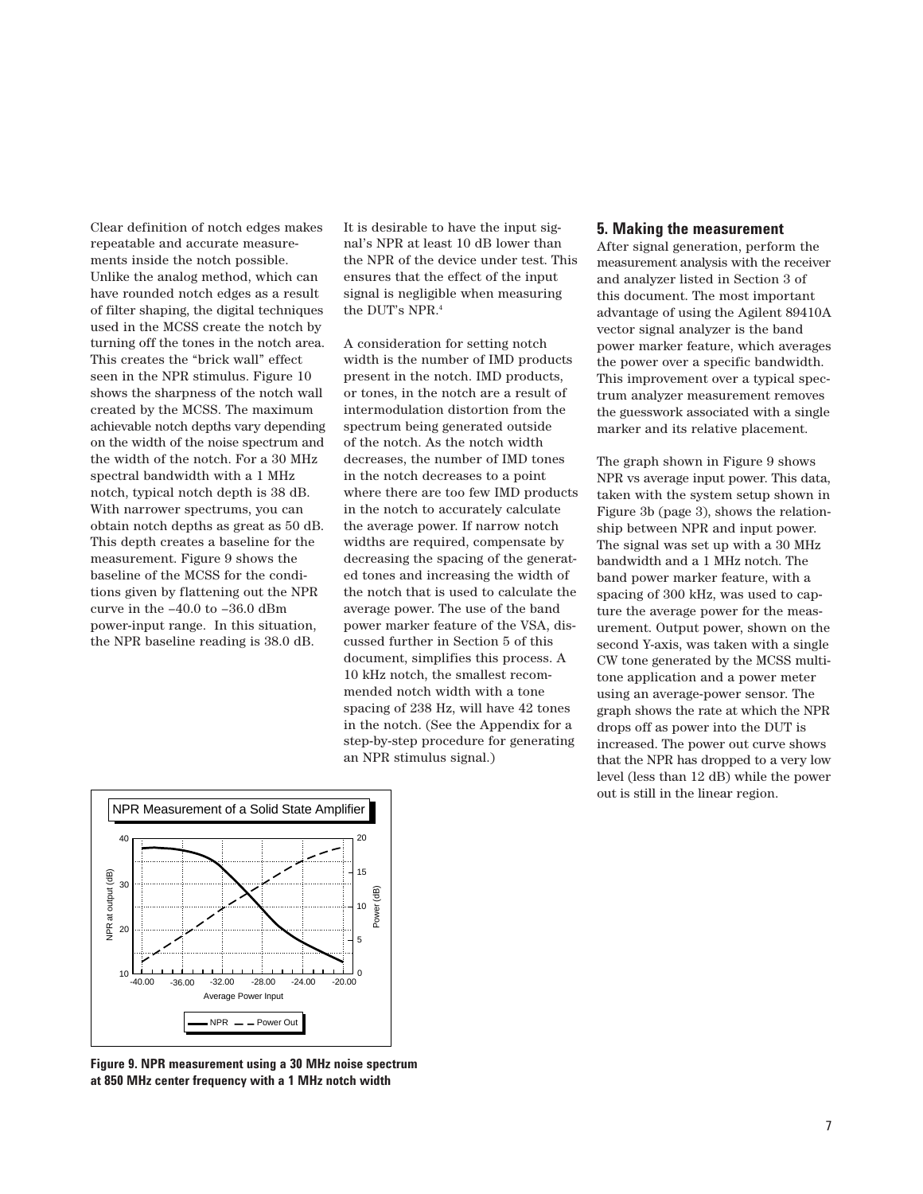Clear definition of notch edges makes repeatable and accurate measurements inside the notch possible. Unlike the analog method, which can have rounded notch edges as a result of filter shaping, the digital techniques used in the MCSS create the notch by turning off the tones in the notch area. This creates the "brick wall" effect seen in the NPR stimulus. Figure 10 shows the sharpness of the notch wall created by the MCSS. The maximum achievable notch depths vary depending on the width of the noise spectrum and the width of the notch. For a 30 MHz spectral bandwidth with a 1 MHz notch, typical notch depth is 38 dB. With narrower spectrums, you can obtain notch depths as great as 50 dB. This depth creates a baseline for the measurement. Figure 9 shows the baseline of the MCSS for the conditions given by flattening out the NPR curve in the –40.0 to –36.0 dBm power-input range. In this situation, the NPR baseline reading is 38.0 dB.

It is desirable to have the input signal's NPR at least 10 dB lower than the NPR of the device under test. This ensures that the effect of the input signal is negligible when measuring the DUT's NPR.[4]

A consideration for setting notch width is the number of IMD products present in the notch. IMD products, or tones, in the notch are a result of intermodulation distortion from the spectrum being generated outside of the notch. As the notch width decreases, the number of IMD tones in the notch decreases to a point where there are too few IMD products in the notch to accurately calculate the average power. If narrow notch widths are required, compensate by decreasing the spacing of the generated tones and increasing the width of the notch that is used to calculate the average power. The use of the band power marker feature of the VSA, discussed further in Section 5 of this document, simplifies this process. A 10 kHz notch, the smallest recommended notch width with a tone spacing of 238 Hz, will have 42 tones in the notch. (See the Appendix for a step-by-step procedure for generating an NPR stimulus signal.)

NPR Measurement of a Solid State Amplifier

Figure 9. NPR measurement using a 30 MHz noise spectrum at 850 MHz center frequency with a 1 MHz notch width

## 5. Making the measurement

After signal generation, perform the measurement analysis with the receiver and analyzer listed in Section 3 of this document. The most important advantage of using the Agilent 89410A vector signal analyzer is the band power marker feature, which averages the power over a specific bandwidth. This improvement over a typical spectrum analyzer measurement removes the guesswork associated with a single marker and its relative placement.

The graph shown in Figure 9 shows NPR vs average input power. This data, taken with the system setup shown in Figure 3b (page 3), shows the relationship between NPR and input power. The signal was set up with a 30 MHz bandwidth and a 1 MHz notch. The band power marker feature, with a spacing of 300 kHz, was used to capture the average power for the measurement. Output power, shown on the second Y-axis, was taken with a single CW tone generated by the MCSS multitone application and a power meter using an average-power sensor. The graph shows the rate at which the NPR drops off as power into the DUT is increased. The power out curve shows that the NPR has dropped to a very low level (less than 12 dB) while the power out is still in the linear region.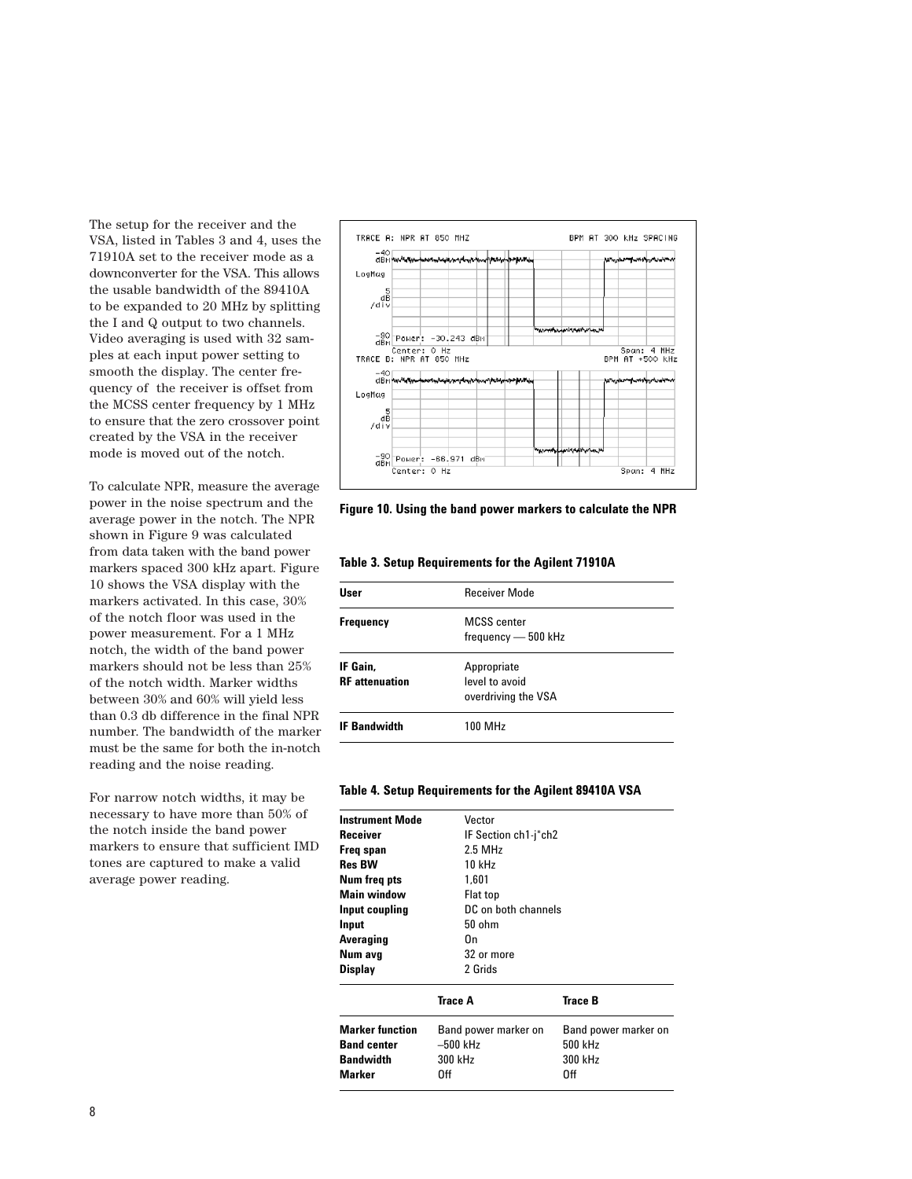The setup for the receiver and the VSA, listed in Tables 3 and 4, uses the 71910A set to the receiver mode as a downconverter for the VSA. This allows the usable bandwidth of the 89410A to be expanded to 20 MHz by splitting the I and Q output to two channels. Video averaging is used with 32 samples at each input power setting to smooth the display. The center frequency of the receiver is offset from the MCSS center frequency by 1 MHz to ensure that the zero crossover point created by the VSA in the receiver mode is moved out of the notch.

To calculate NPR, measure the average power in the noise spectrum and the average power in the notch. The NPR shown in Figure 9 was calculated from data taken with the band power markers spaced 300 kHz apart. Figure 10 shows the VSA display with the markers activated. In this case, 30% of the notch floor was used in the power measurement. For a 1 MHz notch, the width of the band power markers should not be less than 25% of the notch width. Marker widths between 30% and 60% will yield less than 0.3 db difference in the final NPR number. The bandwidth of the marker must be the same for both the in-notch reading and the noise reading.

For narrow notch widths, it may be necessary to have more than 50% of the notch inside the band power markers to ensure that sufficient IMD tones are captured to make a valid average power reading.

**Figure 10. Using the band power markers to calculate the NPR**

**Table 3. Setup Requirements for the Agilent 71910A**

| User | Receiver Mode |
|---|---|
| **Frequency** | MCSS center frequency — 500 kHz |
| **IF Gain, RF attenuation** | Appropriate level to avoid overdriving the VSA |
| **IF Bandwidth** | 100 MHz |

**Table 4. Setup Requirements for the Agilent 89410A VSA**

| | | |
|---|---|---|
| **Instrument Mode** | Vector | |
| **Receiver** | IF Section ch1-j*ch2 | |
| **Freq span** | 2.5 MHz | |
| **Res BW** | 10 kHz | |
| **Num freq pts** | 1,601 | |
| **Main window** | Flat top | |
| **Input coupling** | DC on both channels | |
| **Input** | 50 ohm | |
| **Averaging** | On | |
| **Num avg** | 32 or more | |
| **Display** | 2 Grids | |
| | **Trace A** | **Trace B** |
| **Marker function** | Band power marker on | Band power marker on |
| **Band center** | –500 kHz | 500 kHz |
| **Bandwidth** | 300 kHz | 300 kHz |
| **Marker** | Off | Off |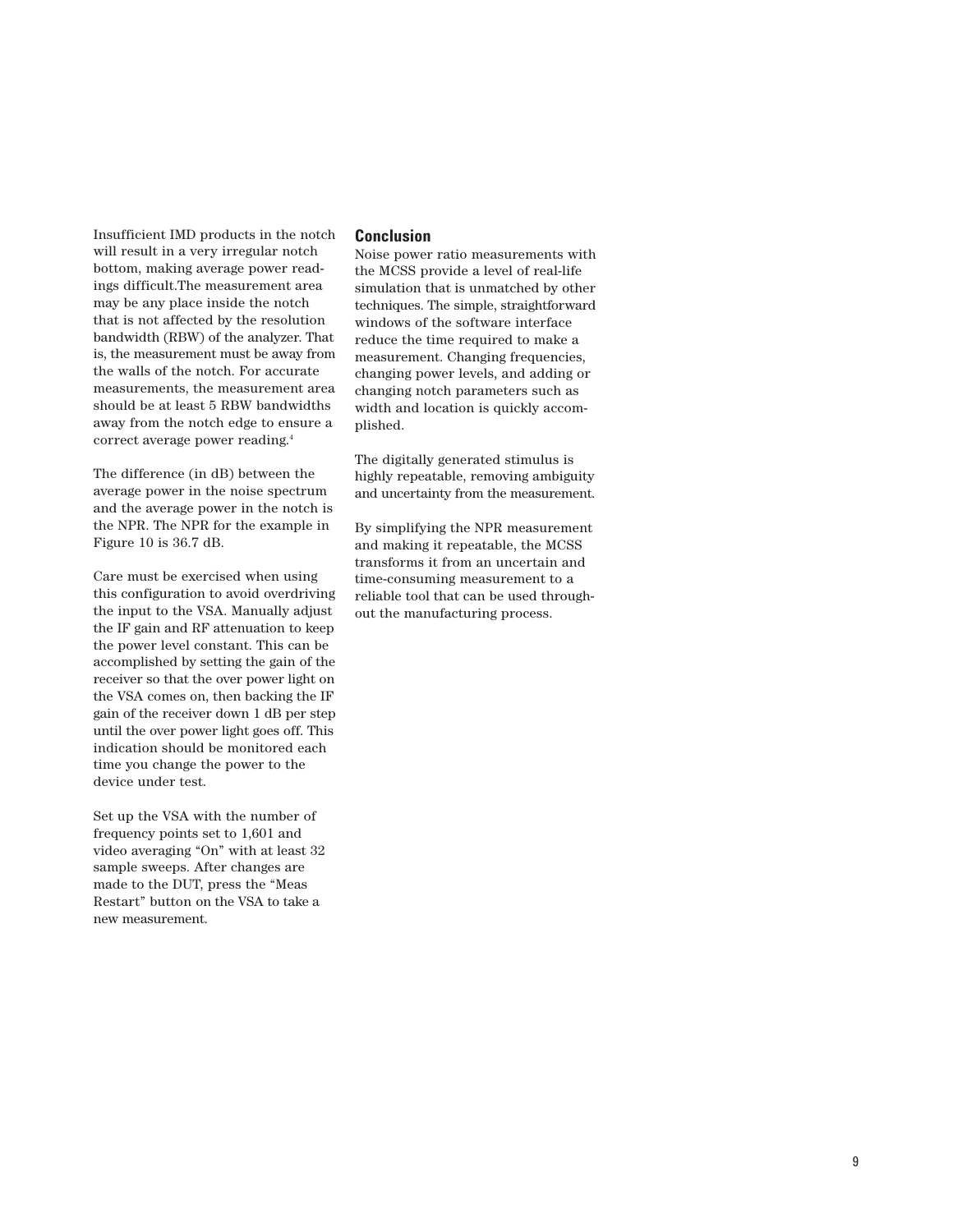Insufficient IMD products in the notch will result in a very irregular notch bottom, making average power readings difficult.The measurement area may be any place inside the notch that is not affected by the resolution bandwidth (RBW) of the analyzer. That is, the measurement must be away from the walls of the notch. For accurate measurements, the measurement area should be at least 5 RBW bandwidths away from the notch edge to ensure a correct average power reading.[4]

The difference (in dB) between the average power in the noise spectrum and the average power in the notch is the NPR. The NPR for the example in Figure 10 is 36.7 dB.

Care must be exercised when using this configuration to avoid overdriving the input to the VSA. Manually adjust the IF gain and RF attenuation to keep the power level constant. This can be accomplished by setting the gain of the receiver so that the over power light on the VSA comes on, then backing the IF gain of the receiver down 1 dB per step until the over power light goes off. This indication should be monitored each time you change the power to the device under test.

Set up the VSA with the number of frequency points set to 1,601 and video averaging "On" with at least 32 sample sweeps. After changes are made to the DUT, press the "Meas Restart" button on the VSA to take a new measurement.

## Conclusion

Noise power ratio measurements with the MCSS provide a level of real-life simulation that is unmatched by other techniques. The simple, straightforward windows of the software interface reduce the time required to make a measurement. Changing frequencies, changing power levels, and adding or changing notch parameters such as width and location is quickly accomplished.

The digitally generated stimulus is highly repeatable, removing ambiguity and uncertainty from the measurement.

By simplifying the NPR measurement and making it repeatable, the MCSS transforms it from an uncertain and time-consuming measurement to a reliable tool that can be used throughout the manufacturing process.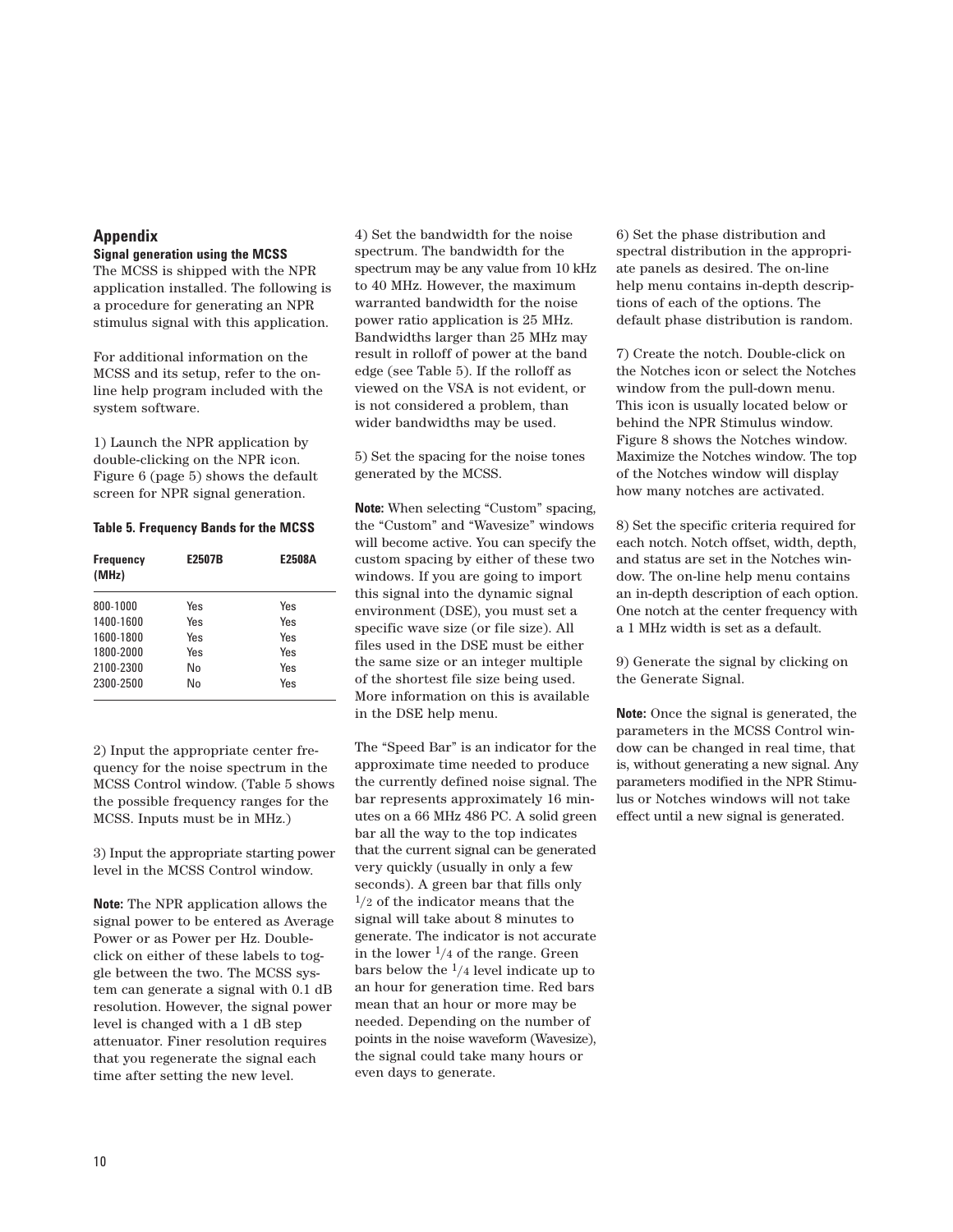## Appendix

### Signal generation using the MCSS

The MCSS is shipped with the NPR application installed. The following is a procedure for generating an NPR stimulus signal with this application.

For additional information on the MCSS and its setup, refer to the on-line help program included with the system software.

1) Launch the NPR application by double-clicking on the NPR icon. Figure 6 (page 5) shows the default screen for NPR signal generation.

**Table 5. Frequency Bands for the MCSS**

| Frequency (MHz) | E2507B | E2508A |
|---|---|---|
| 800-1000 | Yes | Yes |
| 1400-1600 | Yes | Yes |
| 1600-1800 | Yes | Yes |
| 1800-2000 | Yes | Yes |
| 2100-2300 | No | Yes |
| 2300-2500 | No | Yes |

2) Input the appropriate center frequency for the noise spectrum in the MCSS Control window. (Table 5 shows the possible frequency ranges for the MCSS. Inputs must be in MHz.)

3) Input the appropriate starting power level in the MCSS Control window.

**Note:** The NPR application allows the signal power to be entered as Average Power or as Power per Hz. Double-click on either of these labels to toggle between the two. The MCSS system can generate a signal with 0.1 dB resolution. However, the signal power level is changed with a 1 dB step attenuator. Finer resolution requires that you regenerate the signal each time after setting the new level.

4) Set the bandwidth for the noise spectrum. The bandwidth for the spectrum may be any value from 10 kHz to 40 MHz. However, the maximum warranted bandwidth for the noise power ratio application is 25 MHz. Bandwidths larger than 25 MHz may result in rolloff of power at the band edge (see Table 5). If the rolloff as viewed on the VSA is not evident, or is not considered a problem, than wider bandwidths may be used.

5) Set the spacing for the noise tones generated by the MCSS.

**Note:** When selecting "Custom" spacing, the "Custom" and "Wavesize" windows will become active. You can specify the custom spacing by either of these two windows. If you are going to import this signal into the dynamic signal environment (DSE), you must set a specific wave size (or file size). All files used in the DSE must be either the same size or an integer multiple of the shortest file size being used. More information on this is available in the DSE help menu.

The "Speed Bar" is an indicator for the approximate time needed to produce the currently defined noise signal. The bar represents approximately 16 minutes on a 66 MHz 486 PC. A solid green bar all the way to the top indicates that the current signal can be generated very quickly (usually in only a few seconds). A green bar that fills only 1/2 of the indicator means that the signal will take about 8 minutes to generate. The indicator is not accurate in the lower 1/4 of the range. Green bars below the 1/4 level indicate up to an hour for generation time. Red bars mean that an hour or more may be needed. Depending on the number of points in the noise waveform (Wavesize), the signal could take many hours or even days to generate.

6) Set the phase distribution and spectral distribution in the appropriate panels as desired. The on-line help menu contains in-depth descriptions of each of the options. The default phase distribution is random.

7) Create the notch. Double-click on the Notches icon or select the Notches window from the pull-down menu. This icon is usually located below or behind the NPR Stimulus window. Figure 8 shows the Notches window. Maximize the Notches window. The top of the Notches window will display how many notches are activated.

8) Set the specific criteria required for each notch. Notch offset, width, depth, and status are set in the Notches window. The on-line help menu contains an in-depth description of each option. One notch at the center frequency with a 1 MHz width is set as a default.

9) Generate the signal by clicking on the Generate Signal.

**Note:** Once the signal is generated, the parameters in the MCSS Control window can be changed in real time, that is, without generating a new signal. Any parameters modified in the NPR Stimulus or Notches windows will not take effect until a new signal is generated.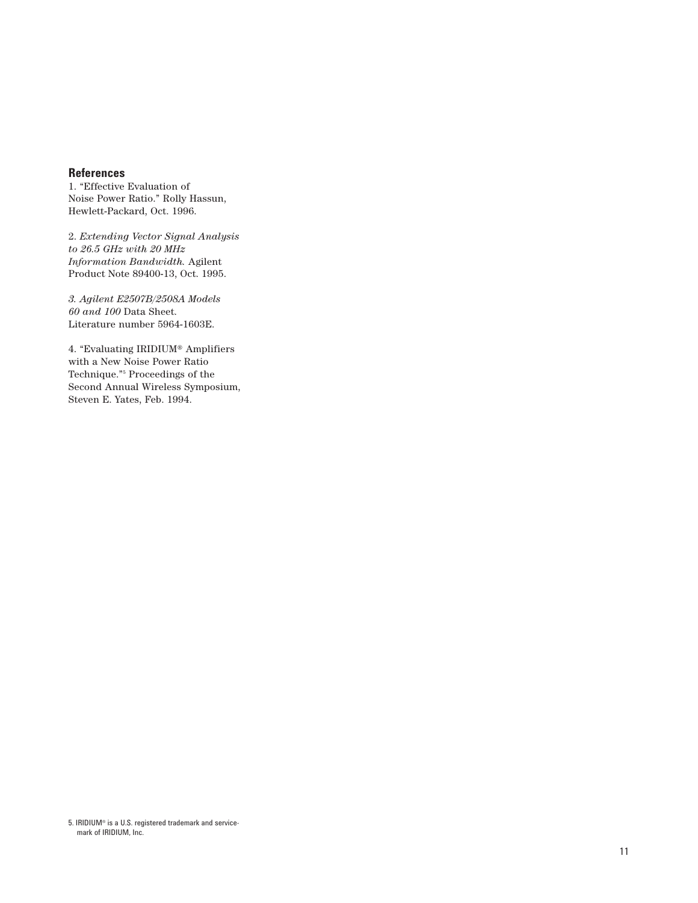## References

1. "Effective Evaluation of Noise Power Ratio." Rolly Hassun, Hewlett-Packard, Oct. 1996.

2. *Extending Vector Signal Analysis to 26.5 GHz with 20 MHz Information Bandwidth.* Agilent Product Note 89400-13, Oct. 1995.

*3. Agilent E2507B/2508A Models 60 and 100* Data Sheet. Literature number 5964-1603E.

4. "Evaluating IRIDIUM® Amplifiers with a New Noise Power Ratio Technique."[5] Proceedings of the Second Annual Wireless Symposium, Steven E. Yates, Feb. 1994.

5. IRIDIUM® is a U.S. registered trademark and servicemark of IRIDIUM, Inc.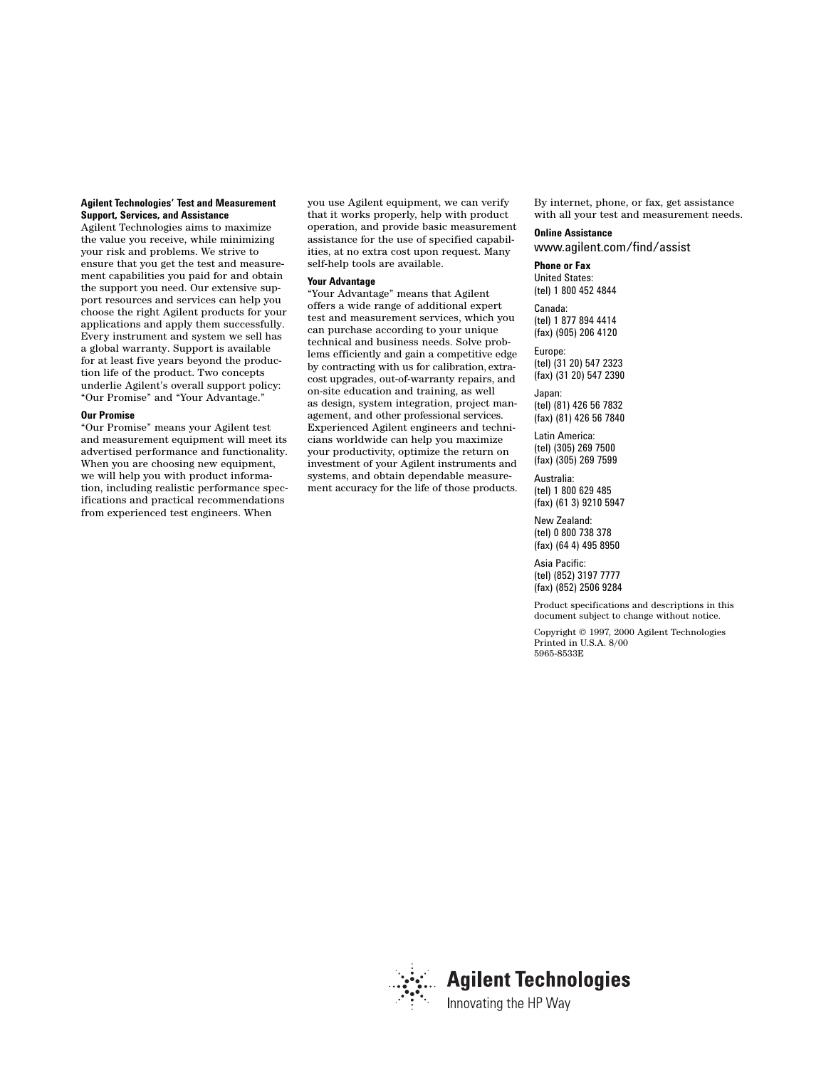**Agilent Technologies' Test and Measurement Support, Services, and Assistance**

Agilent Technologies aims to maximize the value you receive, while minimizing your risk and problems. We strive to ensure that you get the test and measurement capabilities you paid for and obtain the support you need. Our extensive support resources and services can help you choose the right Agilent products for your applications and apply them successfully. Every instrument and system we sell has a global warranty. Support is available for at least five years beyond the production life of the product. Two concepts underlie Agilent's overall support policy: "Our Promise" and "Your Advantage."

**Our Promise**

"Our Promise" means your Agilent test and measurement equipment will meet its advertised performance and functionality. When you are choosing new equipment, we will help you with product information, including realistic performance specifications and practical recommendations from experienced test engineers. When you use Agilent equipment, we can verify that it works properly, help with product operation, and provide basic measurement assistance for the use of specified capabilities, at no extra cost upon request. Many self-help tools are available.

**Your Advantage**

"Your Advantage" means that Agilent offers a wide range of additional expert test and measurement services, which you can purchase according to your unique technical and business needs. Solve problems efficiently and gain a competitive edge by contracting with us for calibration, extra-cost upgrades, out-of-warranty repairs, and on-site education and training, as well as design, system integration, project management, and other professional services. Experienced Agilent engineers and technicians worldwide can help you maximize your productivity, optimize the return on investment of your Agilent instruments and systems, and obtain dependable measurement accuracy for the life of those products.

By internet, phone, or fax, get assistance with all your test and measurement needs.

**Online Assistance**

www.agilent.com/find/assist

**Phone or Fax**

United States:
(tel) 1 800 452 4844

Canada:
(tel) 1 877 894 4414
(fax) (905) 206 4120

Europe:
(tel) (31 20) 547 2323
(fax) (31 20) 547 2390

Japan:
(tel) (81) 426 56 7832
(fax) (81) 426 56 7840

Latin America:
(tel) (305) 269 7500
(fax) (305) 269 7599

Australia:
(tel) 1 800 629 485
(fax) (61 3) 9210 5947

New Zealand:
(tel) 0 800 738 378
(fax) (64 4) 495 8950

Asia Pacific:
(tel) (852) 3197 7777
(fax) (852) 2506 9284

Product specifications and descriptions in this document subject to change without notice.

Copyright © 1997, 2000 Agilent Technologies
Printed in U.S.A. 8/00
5965-8533E

**Agilent Technologies**
Innovating the HP Way